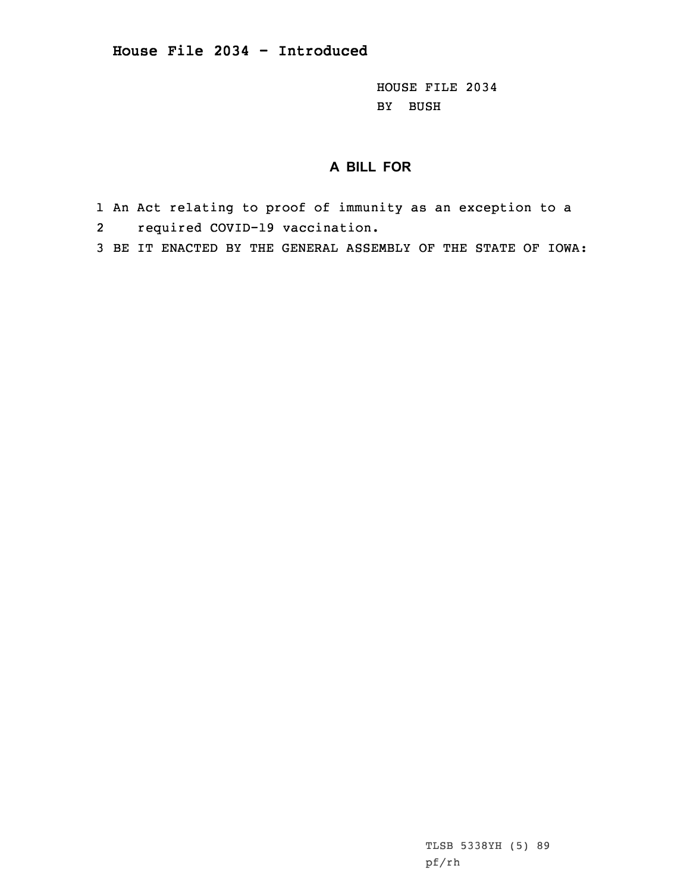**House File 2034 - Introduced**

HOUSE FILE 2034
BY BUSH

## A BILL FOR

1 An Act relating to proof of immunity as an exception to a
2 required COVID-19 vaccination.
3 BE IT ENACTED BY THE GENERAL ASSEMBLY OF THE STATE OF IOWA:

TLSB 5338YH (5) 89
pf/rh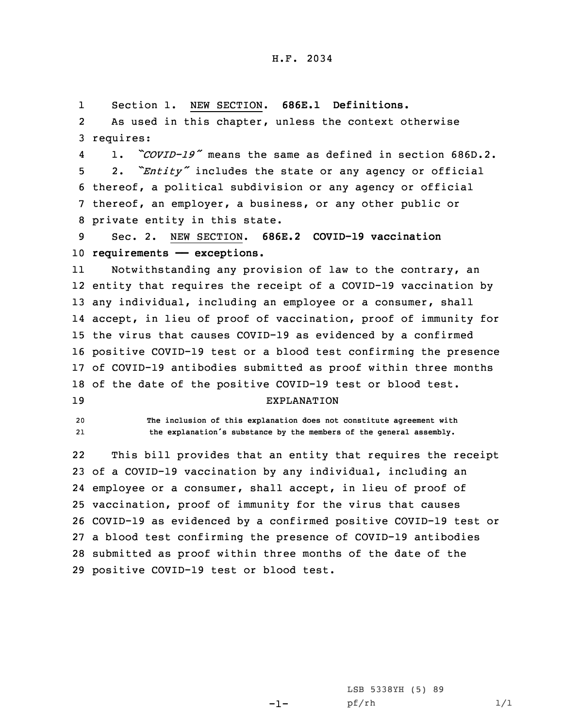H.F. 2034

Section 1. NEW SECTION. **686E.1 Definitions.**

As used in this chapter, unless the context otherwise requires:

1. *"COVID-19"* means the same as defined in section 686D.2.

2. *"Entity"* includes the state or any agency or official thereof, a political subdivision or any agency or official thereof, an employer, a business, or any other public or private entity in this state.

Sec. 2. NEW SECTION. **686E.2 COVID-19 vaccination requirements — exceptions.**

Notwithstanding any provision of law to the contrary, an entity that requires the receipt of a COVID-19 vaccination by any individual, including an employee or a consumer, shall accept, in lieu of proof of vaccination, proof of immunity for the virus that causes COVID-19 as evidenced by a confirmed positive COVID-19 test or a blood test confirming the presence of COVID-19 antibodies submitted as proof within three months of the date of the positive COVID-19 test or blood test.

EXPLANATION

The inclusion of this explanation does not constitute agreement with the explanation's substance by the members of the general assembly.

This bill provides that an entity that requires the receipt of a COVID-19 vaccination by any individual, including an employee or a consumer, shall accept, in lieu of proof of vaccination, proof of immunity for the virus that causes COVID-19 as evidenced by a confirmed positive COVID-19 test or a blood test confirming the presence of COVID-19 antibodies submitted as proof within three months of the date of the positive COVID-19 test or blood test.

LSB 5338YH (5) 89
pf/rh